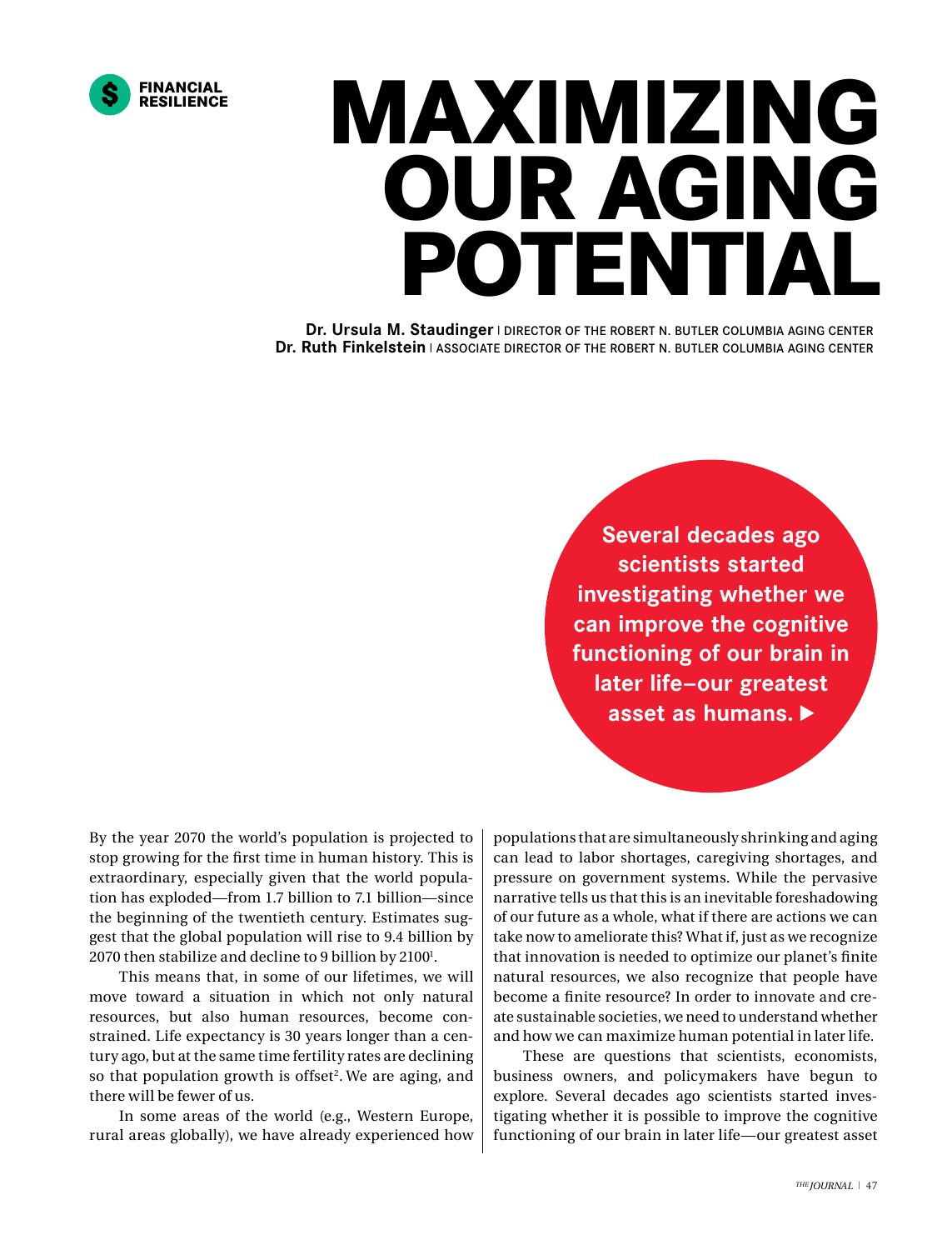FINANCIAL RESILIENCE

# MAXIMIZING OUR AGING POTENTIAL

**Dr. Ursula M. Staudinger** | DIRECTOR OF THE ROBERT N. BUTLER COLUMBIA AGING CENTER
**Dr. Ruth Finkelstein** | ASSOCIATE DIRECTOR OF THE ROBERT N. BUTLER COLUMBIA AGING CENTER

**Several decades ago scientists started investigating whether we can improve the cognitive functioning of our brain in later life–our greatest asset as humans. ▶**

By the year 2070 the world's population is projected to stop growing for the first time in human history. This is extraordinary, especially given that the world population has exploded—from 1.7 billion to 7.1 billion—since the beginning of the twentieth century. Estimates suggest that the global population will rise to 9.4 billion by 2070 then stabilize and decline to 9 billion by 2100[1].

This means that, in some of our lifetimes, we will move toward a situation in which not only natural resources, but also human resources, become constrained. Life expectancy is 30 years longer than a century ago, but at the same time fertility rates are declining so that population growth is offset[2]. We are aging, and there will be fewer of us.

In some areas of the world (e.g., Western Europe, rural areas globally), we have already experienced how populations that are simultaneously shrinking and aging can lead to labor shortages, caregiving shortages, and pressure on government systems. While the pervasive narrative tells us that this is an inevitable foreshadowing of our future as a whole, what if there are actions we can take now to ameliorate this? What if, just as we recognize that innovation is needed to optimize our planet's finite natural resources, we also recognize that people have become a finite resource? In order to innovate and create sustainable societies, we need to understand whether and how we can maximize human potential in later life.

These are questions that scientists, economists, business owners, and policymakers have begun to explore. Several decades ago scientists started investigating whether it is possible to improve the cognitive functioning of our brain in later life—our greatest asset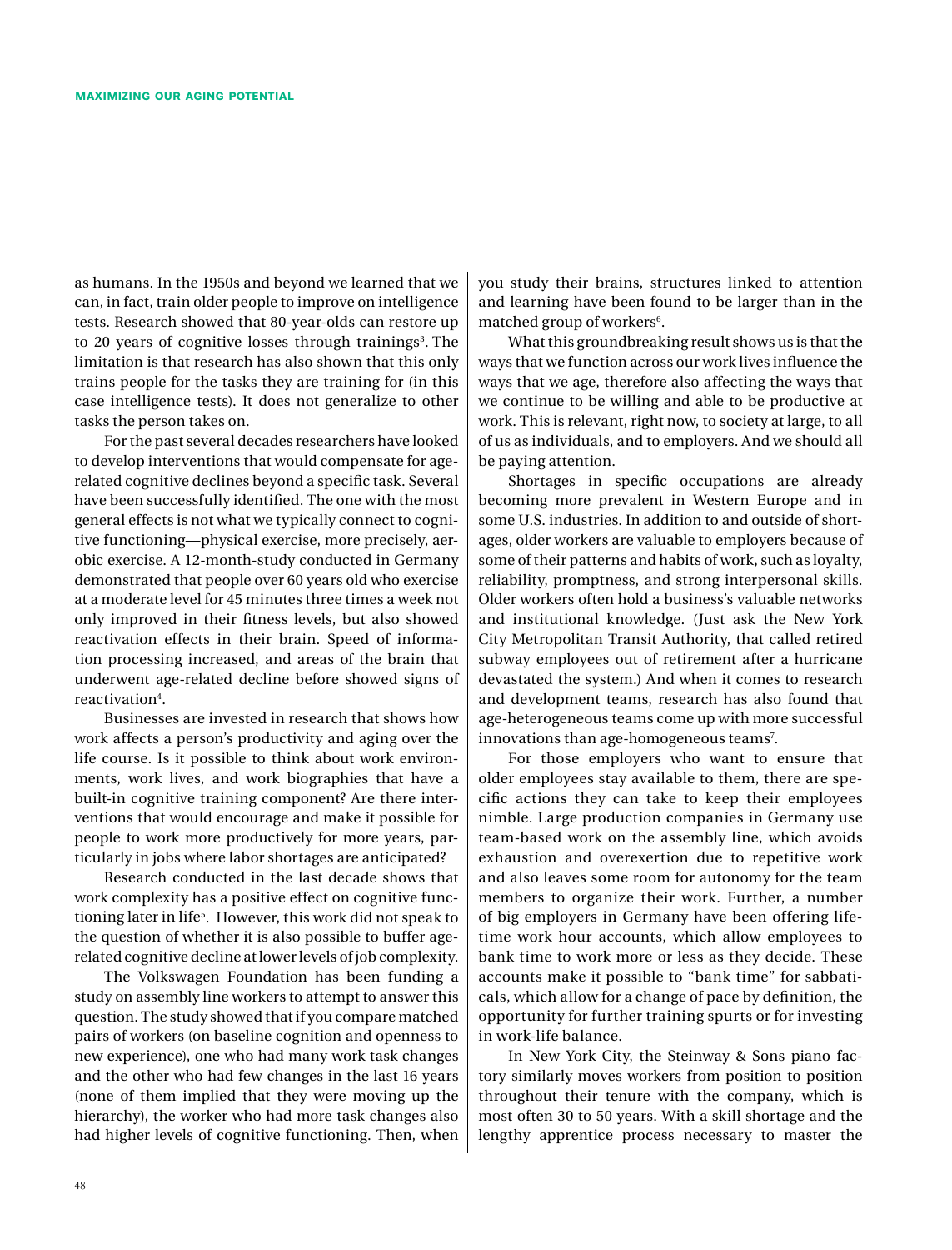as humans. In the 1950s and beyond we learned that we can, in fact, train older people to improve on intelligence tests. Research showed that 80-year-olds can restore up to 20 years of cognitive losses through trainings[3]. The limitation is that research has also shown that this only trains people for the tasks they are training for (in this case intelligence tests). It does not generalize to other tasks the person takes on.

For the past several decades researchers have looked to develop interventions that would compensate for age-related cognitive declines beyond a specific task. Several have been successfully identified. The one with the most general effects is not what we typically connect to cognitive functioning—physical exercise, more precisely, aerobic exercise. A 12-month-study conducted in Germany demonstrated that people over 60 years old who exercise at a moderate level for 45 minutes three times a week not only improved in their fitness levels, but also showed reactivation effects in their brain. Speed of information processing increased, and areas of the brain that underwent age-related decline before showed signs of reactivation[4].

Businesses are invested in research that shows how work affects a person's productivity and aging over the life course. Is it possible to think about work environments, work lives, and work biographies that have a built-in cognitive training component? Are there interventions that would encourage and make it possible for people to work more productively for more years, particularly in jobs where labor shortages are anticipated?

Research conducted in the last decade shows that work complexity has a positive effect on cognitive functioning later in life[5]. However, this work did not speak to the question of whether it is also possible to buffer age-related cognitive decline at lower levels of job complexity.

The Volkswagen Foundation has been funding a study on assembly line workers to attempt to answer this question. The study showed that if you compare matched pairs of workers (on baseline cognition and openness to new experience), one who had many work task changes and the other who had few changes in the last 16 years (none of them implied that they were moving up the hierarchy), the worker who had more task changes also had higher levels of cognitive functioning. Then, when you study their brains, structures linked to attention and learning have been found to be larger than in the matched group of workers[6].

What this groundbreaking result shows us is that the ways that we function across our work lives influence the ways that we age, therefore also affecting the ways that we continue to be willing and able to be productive at work. This is relevant, right now, to society at large, to all of us as individuals, and to employers. And we should all be paying attention.

Shortages in specific occupations are already becoming more prevalent in Western Europe and in some U.S. industries. In addition to and outside of shortages, older workers are valuable to employers because of some of their patterns and habits of work, such as loyalty, reliability, promptness, and strong interpersonal skills. Older workers often hold a business's valuable networks and institutional knowledge. (Just ask the New York City Metropolitan Transit Authority, that called retired subway employees out of retirement after a hurricane devastated the system.) And when it comes to research and development teams, research has also found that age-heterogeneous teams come up with more successful innovations than age-homogeneous teams[7].

For those employers who want to ensure that older employees stay available to them, there are specific actions they can take to keep their employees nimble. Large production companies in Germany use team-based work on the assembly line, which avoids exhaustion and overexertion due to repetitive work and also leaves some room for autonomy for the team members to organize their work. Further, a number of big employers in Germany have been offering lifetime work hour accounts, which allow employees to bank time to work more or less as they decide. These accounts make it possible to "bank time" for sabbaticals, which allow for a change of pace by definition, the opportunity for further training spurts or for investing in work-life balance.

In New York City, the Steinway & Sons piano factory similarly moves workers from position to position throughout their tenure with the company, which is most often 30 to 50 years. With a skill shortage and the lengthy apprentice process necessary to master the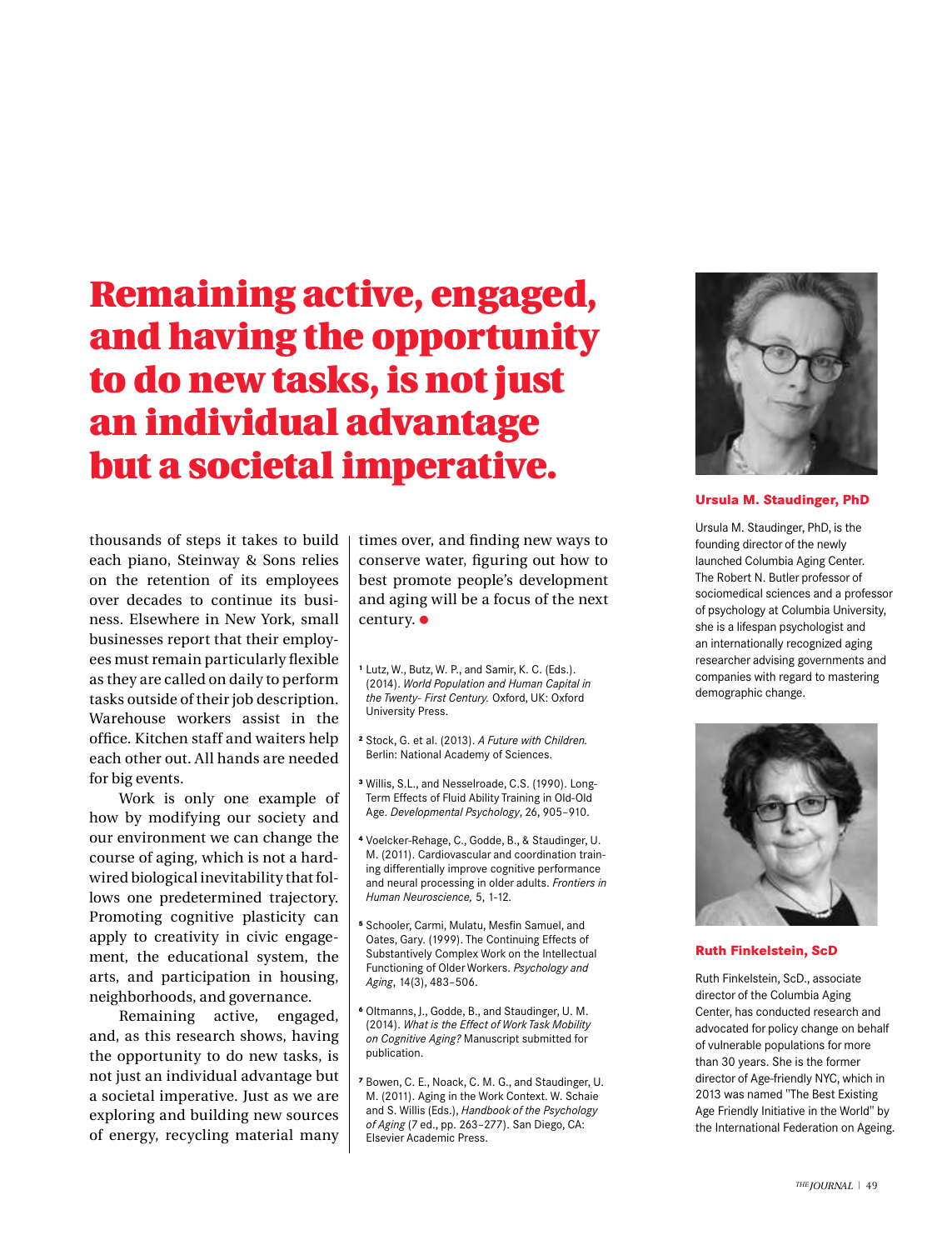# Remaining active, engaged, and having the opportunity to do new tasks, is not just an individual advantage but a societal imperative.

thousands of steps it takes to build each piano, Steinway & Sons relies on the retention of its employees over decades to continue its business. Elsewhere in New York, small businesses report that their employees must remain particularly flexible as they are called on daily to perform tasks outside of their job description. Warehouse workers assist in the office. Kitchen staff and waiters help each other out. All hands are needed for big events.

Work is only one example of how by modifying our society and our environment we can change the course of aging, which is not a hard-wired biological inevitability that follows one predetermined trajectory. Promoting cognitive plasticity can apply to creativity in civic engagement, the educational system, the arts, and participation in housing, neighborhoods, and governance.

Remaining active, engaged, and, as this research shows, having the opportunity to do new tasks, is not just an individual advantage but a societal imperative. Just as we are exploring and building new sources of energy, recycling material many times over, and finding new ways to conserve water, figuring out how to best promote people's development and aging will be a focus of the next century. ●

[1] Lutz, W., Butz, W. P., and Samir, K. C. (Eds.). (2014). *World Population and Human Capital in the Twenty- First Century.* Oxford, UK: Oxford University Press.

[2] Stock, G. et al. (2013). *A Future with Children.* Berlin: National Academy of Sciences.

[3] Willis, S.L., and Nesselroade, C.S. (1990). Long-Term Effects of Fluid Ability Training in Old-Old Age. *Developmental Psychology*, 26, 905–910.

[4] Voelcker-Rehage, C., Godde, B., & Staudinger, U. M. (2011). Cardiovascular and coordination training differentially improve cognitive performance and neural processing in older adults. *Frontiers in Human Neuroscience,* 5, 1-12.

[5] Schooler, Carmi, Mulatu, Mesfin Samuel, and Oates, Gary. (1999). The Continuing Effects of Substantively Complex Work on the Intellectual Functioning of Older Workers. *Psychology and Aging*, 14(3), 483–506.

[6] Oltmanns, J., Godde, B., and Staudinger, U. M. (2014). *What is the Effect of Work Task Mobility on Cognitive Aging?* Manuscript submitted for publication.

[7] Bowen, C. E., Noack, C. M. G., and Staudinger, U. M. (2011). Aging in the Work Context. W. Schaie and S. Willis (Eds.), *Handbook of the Psychology of Aging* (7 ed., pp. 263–277). San Diego, CA: Elsevier Academic Press.

**Ursula M. Staudinger, PhD**

Ursula M. Staudinger, PhD, is the founding director of the newly launched Columbia Aging Center. The Robert N. Butler professor of sociomedical sciences and a professor of psychology at Columbia University, she is a lifespan psychologist and an internationally recognized aging researcher advising governments and companies with regard to mastering demographic change.

**Ruth Finkelstein, ScD**

Ruth Finkelstein, ScD., associate director of the Columbia Aging Center, has conducted research and advocated for policy change on behalf of vulnerable populations for more than 30 years. She is the former director of Age-friendly NYC, which in 2013 was named "The Best Existing Age Friendly Initiative in the World" by the International Federation on Ageing.